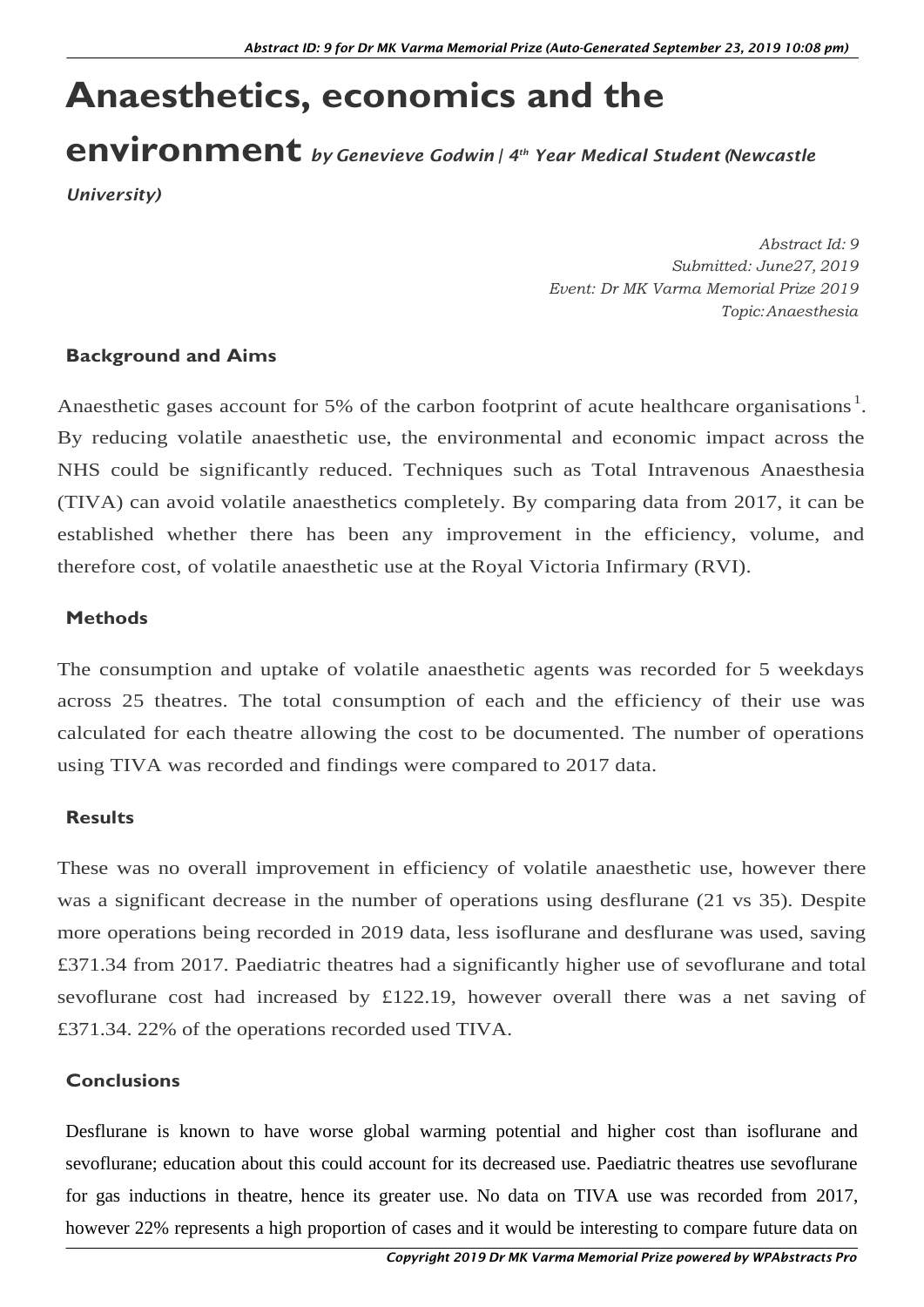# Anaesthetics, economics and the environment *by Genevieve Godwin | 4th Year Medical Student (Newcastle University)*

*Abstract Id: 9*
*Submitted: June27, 2019*
*Event: Dr MK Varma Memorial Prize 2019*
*Topic: Anaesthesia*

### Background and Aims

Anaesthetic gases account for 5% of the carbon footprint of acute healthcare organisations[1]. By reducing volatile anaesthetic use, the environmental and economic impact across the NHS could be significantly reduced. Techniques such as Total Intravenous Anaesthesia (TIVA) can avoid volatile anaesthetics completely. By comparing data from 2017, it can be established whether there has been any improvement in the efficiency, volume, and therefore cost, of volatile anaesthetic use at the Royal Victoria Infirmary (RVI).

### Methods

The consumption and uptake of volatile anaesthetic agents was recorded for 5 weekdays across 25 theatres. The total consumption of each and the efficiency of their use was calculated for each theatre allowing the cost to be documented. The number of operations using TIVA was recorded and findings were compared to 2017 data.

### Results

These was no overall improvement in efficiency of volatile anaesthetic use, however there was a significant decrease in the number of operations using desflurane (21 vs 35). Despite more operations being recorded in 2019 data, less isoflurane and desflurane was used, saving £371.34 from 2017. Paediatric theatres had a significantly higher use of sevoflurane and total sevoflurane cost had increased by £122.19, however overall there was a net saving of £371.34. 22% of the operations recorded used TIVA.

### Conclusions

Desflurane is known to have worse global warming potential and higher cost than isoflurane and sevoflurane; education about this could account for its decreased use. Paediatric theatres use sevoflurane for gas inductions in theatre, hence its greater use. No data on TIVA use was recorded from 2017, however 22% represents a high proportion of cases and it would be interesting to compare future data on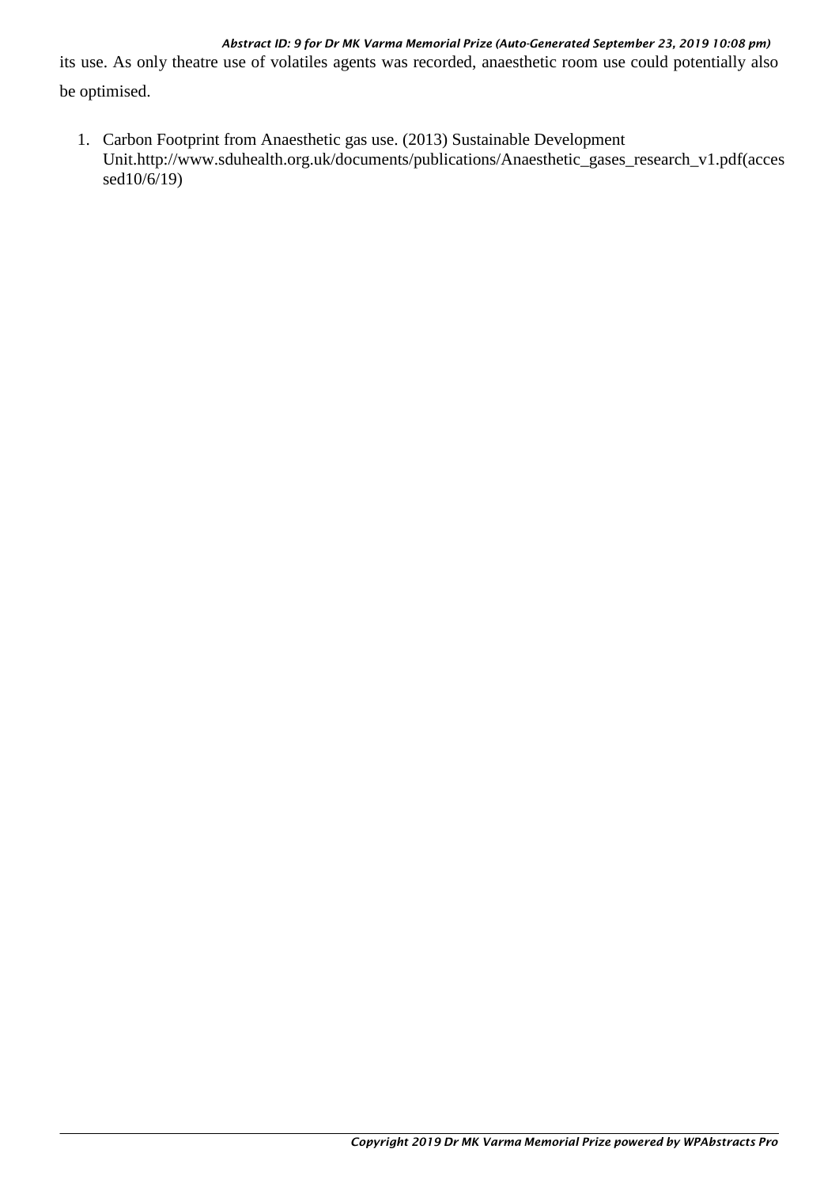its use. As only theatre use of volatiles agents was recorded, anaesthetic room use could potentially also be optimised.

1. Carbon Footprint from Anaesthetic gas use. (2013) Sustainable Development Unit.http://www.sduhealth.org.uk/documents/publications/Anaesthetic_gases_research_v1.pdf(accessed10/6/19)